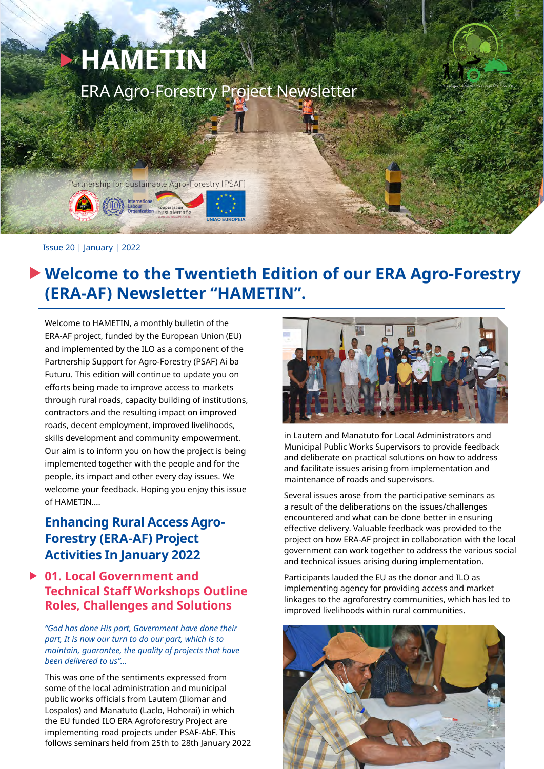# HAMETIN

ERA Agro-Forestry Project Newsletter

Partnership for Sustainable Agro-Forestry (PSAF)

Issue 20 | January | 2022

## Welcome to the Twentieth Edition of our ERA Agro-Forestry (ERA-AF) Newsletter "HAMETIN".

Welcome to HAMETIN, a monthly bulletin of the ERA-AF project, funded by the European Union (EU) and implemented by the ILO as a component of the Partnership Support for Agro-Forestry (PSAF) Ai ba Futuru. This edition will continue to update you on efforts being made to improve access to markets through rural roads, capacity building of institutions, contractors and the resulting impact on improved roads, decent employment, improved livelihoods, skills development and community empowerment. Our aim is to inform you on how the project is being implemented together with the people and for the people, its impact and other every day issues. We welcome your feedback. Hoping you enjoy this issue of HAMETIN....

## Enhancing Rural Access Agro-Forestry (ERA-AF) Project Activities In January 2022

### 01. Local Government and Technical Staff Workshops Outline Roles, Challenges and Solutions

*"God has done His part, Government have done their part, It is now our turn to do our part, which is to maintain, guarantee, the quality of projects that have been delivered to us"...*

This was one of the sentiments expressed from some of the local administration and municipal public works officials from Lautem (Iliomar and Lospalos) and Manatuto (Laclo, Hohorai) in which the EU funded ILO ERA Agroforestry Project are implementing road projects under PSAF-AbF. This follows seminars held from 25th to 28th January 2022 in Lautem and Manatuto for Local Administrators and Municipal Public Works Supervisors to provide feedback and deliberate on practical solutions on how to address and facilitate issues arising from implementation and maintenance of roads and supervisors.

Several issues arose from the participative seminars as a result of the deliberations on the issues/challenges encountered and what can be done better in ensuring effective delivery. Valuable feedback was provided to the project on how ERA-AF project in collaboration with the local government can work together to address the various social and technical issues arising during implementation.

Participants lauded the EU as the donor and ILO as implementing agency for providing access and market linkages to the agroforestry communities, which has led to improved livelihoods within rural communities.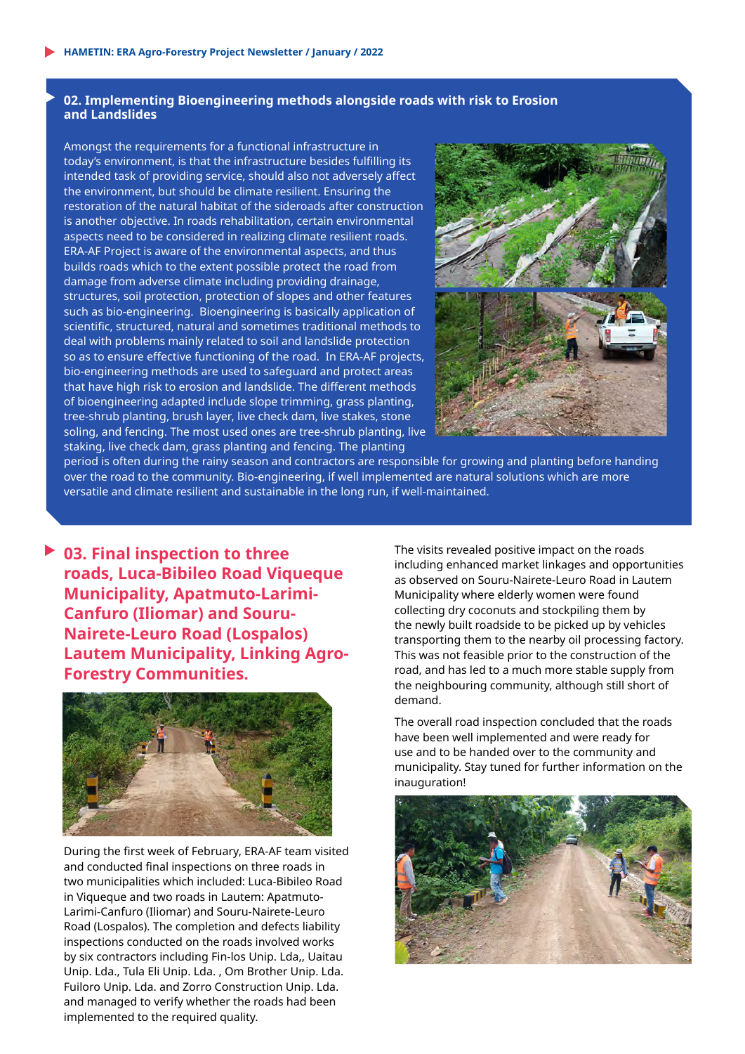## 02. Implementing Bioengineering methods alongside roads with risk to Erosion and Landslides

Amongst the requirements for a functional infrastructure in today's environment, is that the infrastructure besides fulfilling its intended task of providing service, should also not adversely affect the environment, but should be climate resilient. Ensuring the restoration of the natural habitat of the sideroads after construction is another objective. In roads rehabilitation, certain environmental aspects need to be considered in realizing climate resilient roads. ERA-AF Project is aware of the environmental aspects, and thus builds roads which to the extent possible protect the road from damage from adverse climate including providing drainage, structures, soil protection, protection of slopes and other features such as bio-engineering. Bioengineering is basically application of scientific, structured, natural and sometimes traditional methods to deal with problems mainly related to soil and landslide protection so as to ensure effective functioning of the road. In ERA-AF projects, bio-engineering methods are used to safeguard and protect areas that have high risk to erosion and landslide. The different methods of bioengineering adapted include slope trimming, grass planting, tree-shrub planting, brush layer, live check dam, live stakes, stone soling, and fencing. The most used ones are tree-shrub planting, live staking, live check dam, grass planting and fencing. The planting period is often during the rainy season and contractors are responsible for growing and planting before handing over the road to the community. Bio-engineering, if well implemented are natural solutions which are more versatile and climate resilient and sustainable in the long run, if well-maintained.

## 03. Final inspection to three roads, Luca-Bibileo Road Viqueque Municipality, Apatmuto-Larimi-Canfuro (Iliomar) and Souru-Nairete-Leuro Road (Lospalos) Lautem Municipality, Linking Agro-Forestry Communities.

During the first week of February, ERA-AF team visited and conducted final inspections on three roads in two municipalities which included: Luca-Bibileo Road in Viqueque and two roads in Lautem: Apatmuto-Larimi-Canfuro (Iliomar) and Souru-Nairete-Leuro Road (Lospalos). The completion and defects liability inspections conducted on the roads involved works by six contractors including Fin-los Unip. Lda,, Uaitau Unip. Lda., Tula Eli Unip. Lda. , Om Brother Unip. Lda. Fuiloro Unip. Lda. and Zorro Construction Unip. Lda. and managed to verify whether the roads had been implemented to the required quality.

The visits revealed positive impact on the roads including enhanced market linkages and opportunities as observed on Souru-Nairete-Leuro Road in Lautem Municipality where elderly women were found collecting dry coconuts and stockpiling them by the newly built roadside to be picked up by vehicles transporting them to the nearby oil processing factory. This was not feasible prior to the construction of the road, and has led to a much more stable supply from the neighbouring community, although still short of demand.

The overall road inspection concluded that the roads have been well implemented and were ready for use and to be handed over to the community and municipality. Stay tuned for further information on the inauguration!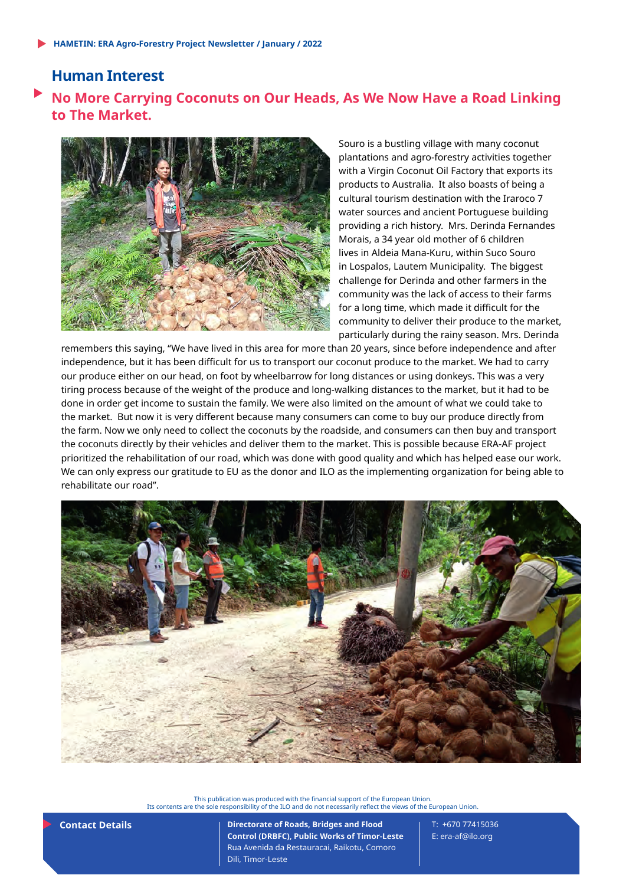## Human Interest

### No More Carrying Coconuts on Our Heads, As We Now Have a Road Linking to The Market.

Souro is a bustling village with many coconut plantations and agro-forestry activities together with a Virgin Coconut Oil Factory that exports its products to Australia. It also boasts of being a cultural tourism destination with the Iraroco 7 water sources and ancient Portuguese building providing a rich history. Mrs. Derinda Fernandes Morais, a 34 year old mother of 6 children lives in Aldeia Mana-Kuru, within Suco Souro in Lospalos, Lautem Municipality. The biggest challenge for Derinda and other farmers in the community was the lack of access to their farms for a long time, which made it difficult for the community to deliver their produce to the market, particularly during the rainy season. Mrs. Derinda remembers this saying, "We have lived in this area for more than 20 years, since before independence and after independence, but it has been difficult for us to transport our coconut produce to the market. We had to carry our produce either on our head, on foot by wheelbarrow for long distances or using donkeys. This was a very tiring process because of the weight of the produce and long-walking distances to the market, but it had to be done in order get income to sustain the family. We were also limited on the amount of what we could take to the market. But now it is very different because many consumers can come to buy our produce directly from the farm. Now we only need to collect the coconuts by the roadside, and consumers can then buy and transport the coconuts directly by their vehicles and deliver them to the market. This is possible because ERA-AF project prioritized the rehabilitation of our road, which was done with good quality and which has helped ease our work. We can only express our gratitude to EU as the donor and ILO as the implementing organization for being able to rehabilitate our road".

This publication was produced with the financial support of the European Union.
Its contents are the sole responsibility of the ILO and do not necessarily reflect the views of the European Union.

**Contact Details**

**Directorate of Roads, Bridges and Flood Control (DRBFC), Public Works of Timor-Leste**
Rua Avenida da Restauracai, Raikotu, Comoro
Dili, Timor-Leste

T: +670 77415036
E: era-af@ilo.org